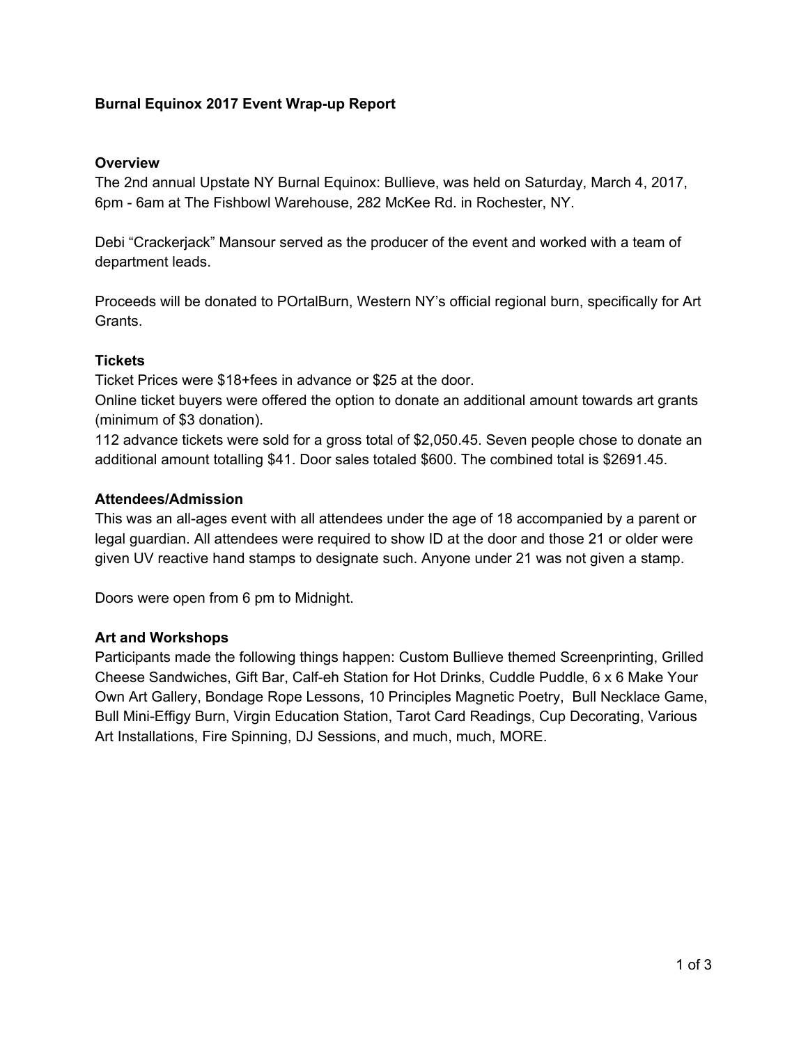# Burnal Equinox 2017 Event Wrap-up Report

## Overview

The 2nd annual Upstate NY Burnal Equinox: Bullieve, was held on Saturday, March 4, 2017, 6pm - 6am at The Fishbowl Warehouse, 282 McKee Rd. in Rochester, NY.

Debi "Crackerjack" Mansour served as the producer of the event and worked with a team of department leads.

Proceeds will be donated to POrtalBurn, Western NY's official regional burn, specifically for Art Grants.

## Tickets

Ticket Prices were $18+fees in advance or $25 at the door.
Online ticket buyers were offered the option to donate an additional amount towards art grants (minimum of $3 donation).
112 advance tickets were sold for a gross total of $2,050.45. Seven people chose to donate an additional amount totalling $41. Door sales totaled $600. The combined total is $2691.45.

## Attendees/Admission

This was an all-ages event with all attendees under the age of 18 accompanied by a parent or legal guardian. All attendees were required to show ID at the door and those 21 or older were given UV reactive hand stamps to designate such. Anyone under 21 was not given a stamp.

Doors were open from 6 pm to Midnight.

## Art and Workshops

Participants made the following things happen: Custom Bullieve themed Screenprinting, Grilled Cheese Sandwiches, Gift Bar, Calf-eh Station for Hot Drinks, Cuddle Puddle, 6 x 6 Make Your Own Art Gallery, Bondage Rope Lessons, 10 Principles Magnetic Poetry, Bull Necklace Game, Bull Mini-Effigy Burn, Virgin Education Station, Tarot Card Readings, Cup Decorating, Various Art Installations, Fire Spinning, DJ Sessions, and much, much, MORE.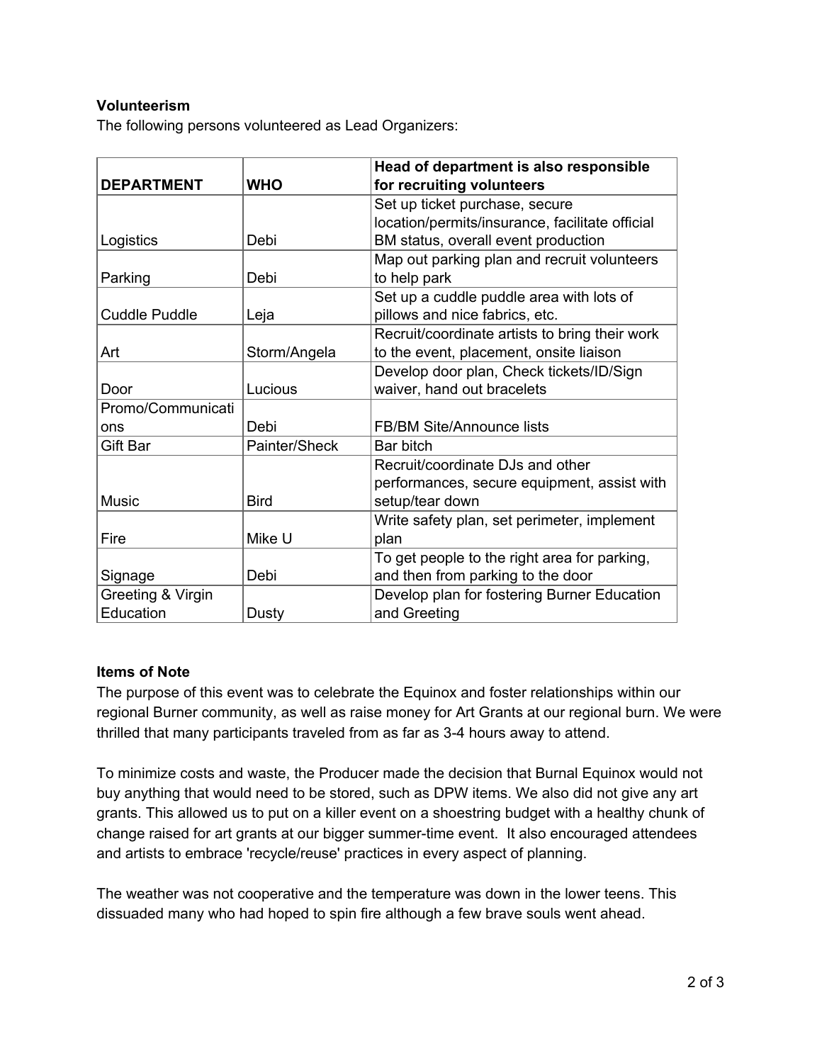**Volunteerism**

The following persons volunteered as Lead Organizers:

| DEPARTMENT | WHO | Head of department is also responsible for recruiting volunteers |
| --- | --- | --- |
| Logistics | Debi | Set up ticket purchase, secure location/permits/insurance, facilitate official BM status, overall event production |
| Parking | Debi | Map out parking plan and recruit volunteers to help park |
| Cuddle Puddle | Leja | Set up a cuddle puddle area with lots of pillows and nice fabrics, etc. |
| Art | Storm/Angela | Recruit/coordinate artists to bring their work to the event, placement, onsite liaison |
| Door | Lucious | Develop door plan, Check tickets/ID/Sign waiver, hand out bracelets |
| Promo/Communications | Debi | FB/BM Site/Announce lists |
| Gift Bar | Painter/Sheck | Bar bitch |
| Music | Bird | Recruit/coordinate DJs and other performances, secure equipment, assist with setup/tear down |
| Fire | Mike U | Write safety plan, set perimeter, implement plan |
| Signage | Debi | To get people to the right area for parking, and then from parking to the door |
| Greeting & Virgin Education | Dusty | Develop plan for fostering Burner Education and Greeting |

**Items of Note**

The purpose of this event was to celebrate the Equinox and foster relationships within our regional Burner community, as well as raise money for Art Grants at our regional burn. We were thrilled that many participants traveled from as far as 3-4 hours away to attend.

To minimize costs and waste, the Producer made the decision that Burnal Equinox would not buy anything that would need to be stored, such as DPW items. We also did not give any art grants. This allowed us to put on a killer event on a shoestring budget with a healthy chunk of change raised for art grants at our bigger summer-time event. It also encouraged attendees and artists to embrace 'recycle/reuse' practices in every aspect of planning.

The weather was not cooperative and the temperature was down in the lower teens. This dissuaded many who had hoped to spin fire although a few brave souls went ahead.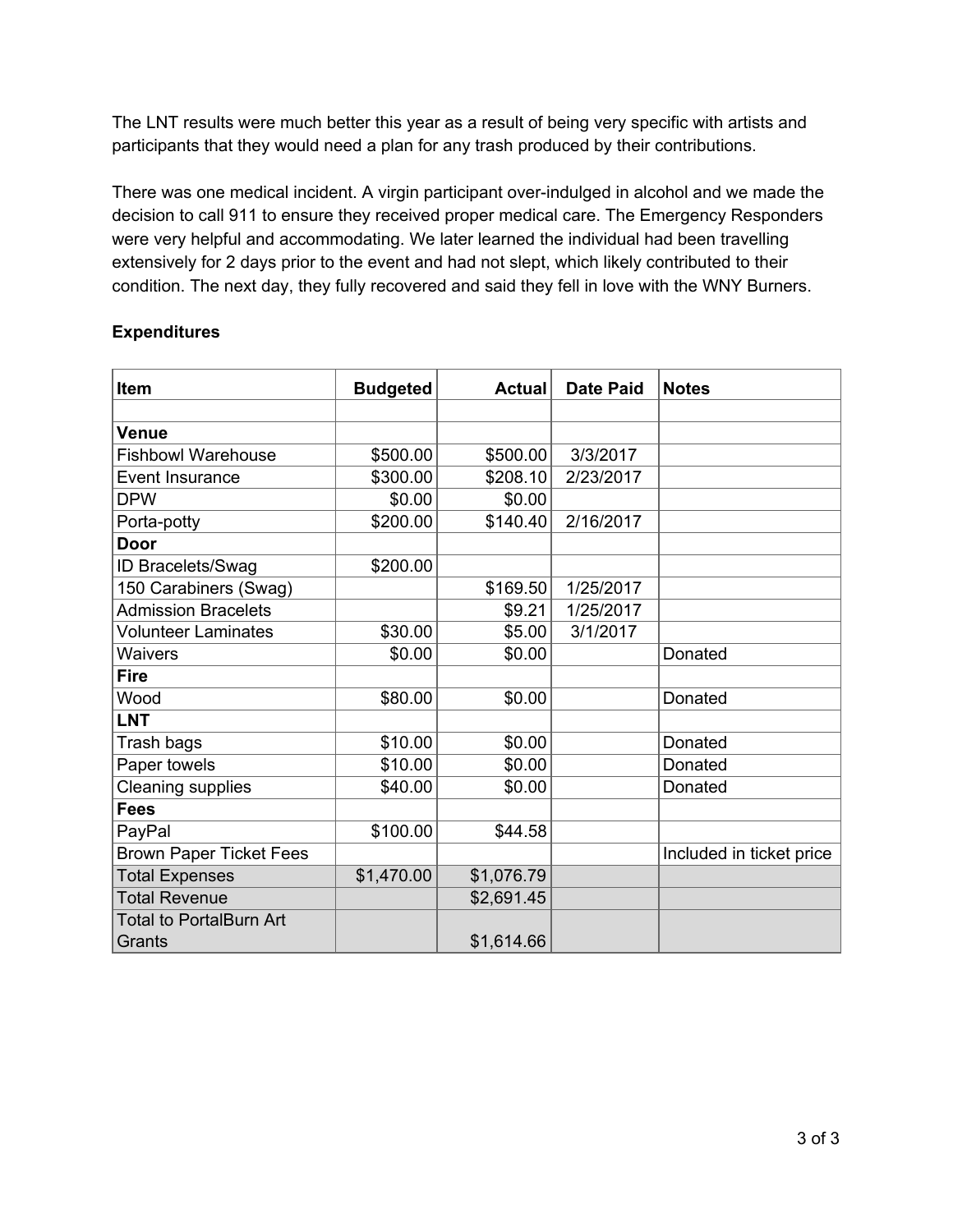The LNT results were much better this year as a result of being very specific with artists and participants that they would need a plan for any trash produced by their contributions.

There was one medical incident. A virgin participant over-indulged in alcohol and we made the decision to call 911 to ensure they received proper medical care. The Emergency Responders were very helpful and accommodating. We later learned the individual had been travelling extensively for 2 days prior to the event and had not slept, which likely contributed to their condition. The next day, they fully recovered and said they fell in love with the WNY Burners.

**Expenditures**

| Item | Budgeted | Actual | Date Paid | Notes |
|---|---:|---:|---:|---|
| | | | | |
| **Venue** | | | | |
| Fishbowl Warehouse | $500.00 | $500.00 | 3/3/2017 | |
| Event Insurance | $300.00 | $208.10 | 2/23/2017 | |
| DPW | $0.00 | $0.00 | | |
| Porta-potty | $200.00 | $140.40 | 2/16/2017 | |
| **Door** | | | | |
| ID Bracelets/Swag | $200.00 | | | |
| 150 Carabiners (Swag) | | $169.50 | 1/25/2017 | |
| Admission Bracelets | | $9.21 | 1/25/2017 | |
| Volunteer Laminates | $30.00 | $5.00 | 3/1/2017 | |
| Waivers | $0.00 | $0.00 | | Donated |
| **Fire** | | | | |
| Wood | $80.00 | $0.00 | | Donated |
| **LNT** | | | | |
| Trash bags | $10.00 | $0.00 | | Donated |
| Paper towels | $10.00 | $0.00 | | Donated |
| Cleaning supplies | $40.00 | $0.00 | | Donated |
| **Fees** | | | | |
| PayPal | $100.00 | $44.58 | | |
| Brown Paper Ticket Fees | | | | Included in ticket price |
| Total Expenses | $1,470.00 | $1,076.79 | | |
| Total Revenue | | $2,691.45 | | |
| Total to PortalBurn Art Grants | | $1,614.66 | | |